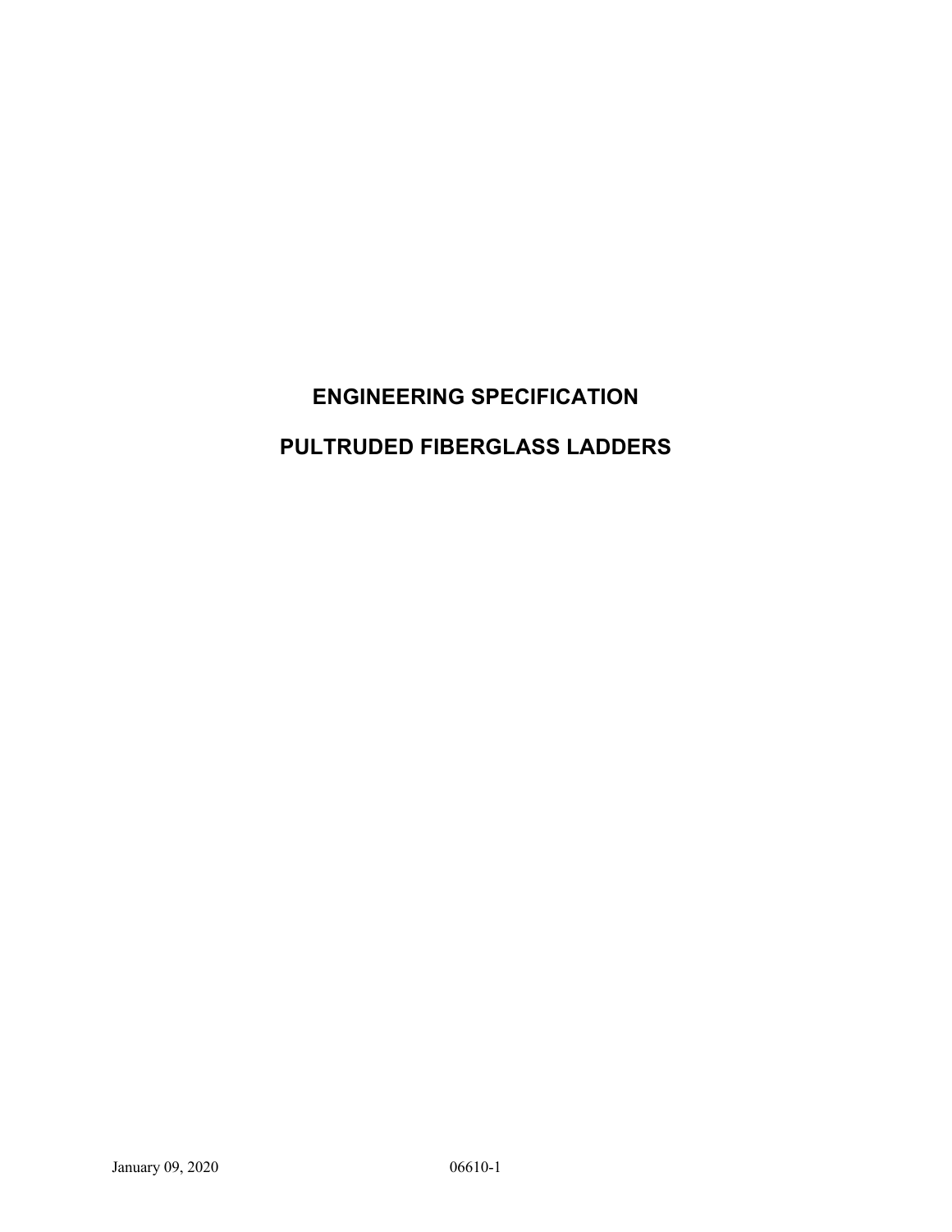# ENGINEERING SPECIFICATION

# PULTRUDED FIBERGLASS LADDERS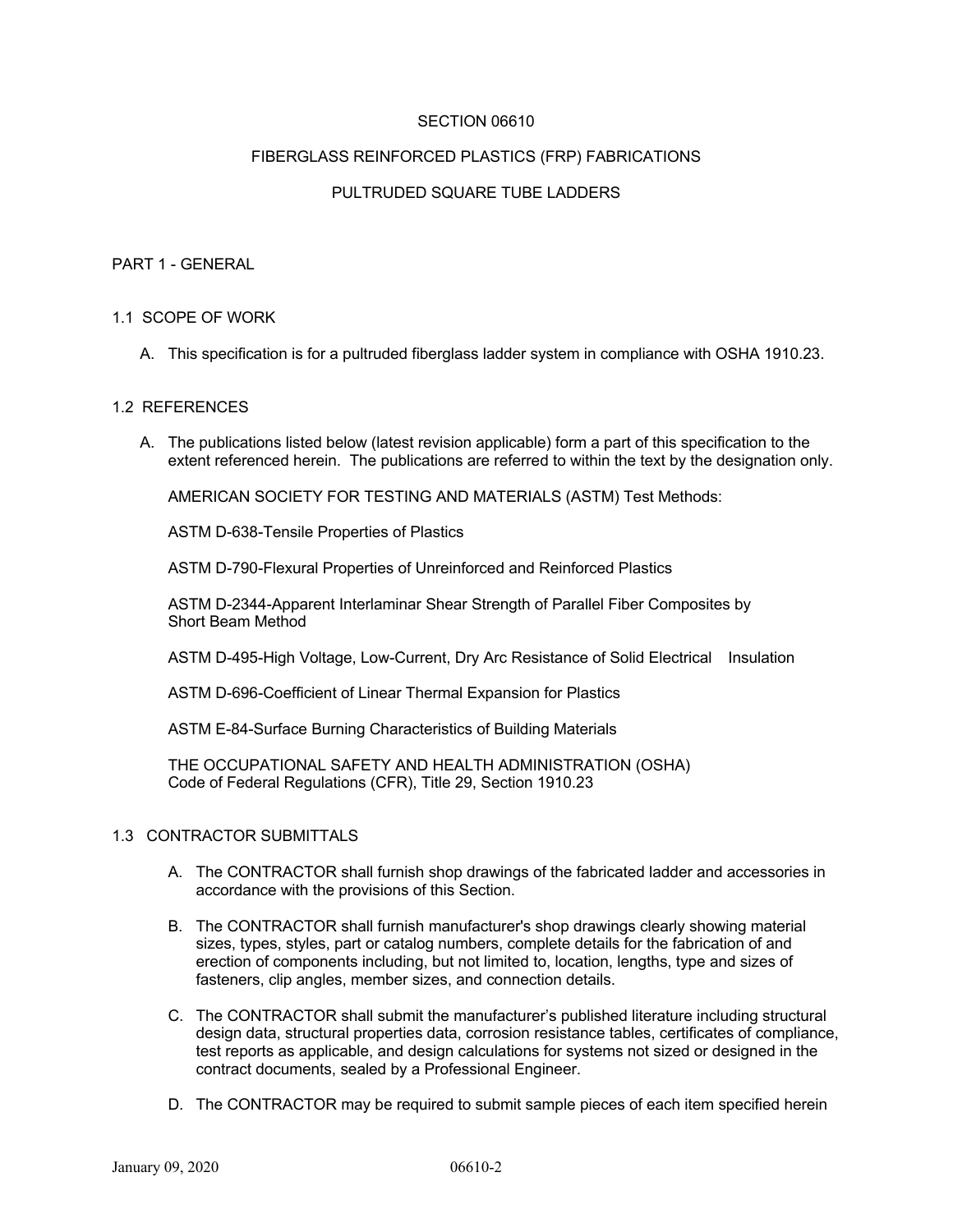SECTION 06610

FIBERGLASS REINFORCED PLASTICS (FRP) FABRICATIONS

PULTRUDED SQUARE TUBE LADDERS

## PART 1 - GENERAL

### 1.1 SCOPE OF WORK

A. This specification is for a pultruded fiberglass ladder system in compliance with OSHA 1910.23.

### 1.2 REFERENCES

A. The publications listed below (latest revision applicable) form a part of this specification to the extent referenced herein. The publications are referred to within the text by the designation only.

AMERICAN SOCIETY FOR TESTING AND MATERIALS (ASTM) Test Methods:

ASTM D-638-Tensile Properties of Plastics

ASTM D-790-Flexural Properties of Unreinforced and Reinforced Plastics

ASTM D-2344-Apparent Interlaminar Shear Strength of Parallel Fiber Composites by Short Beam Method

ASTM D-495-High Voltage, Low-Current, Dry Arc Resistance of Solid Electrical Insulation

ASTM D-696-Coefficient of Linear Thermal Expansion for Plastics

ASTM E-84-Surface Burning Characteristics of Building Materials

THE OCCUPATIONAL SAFETY AND HEALTH ADMINISTRATION (OSHA)
Code of Federal Regulations (CFR), Title 29, Section 1910.23

### 1.3 CONTRACTOR SUBMITTALS

A. The CONTRACTOR shall furnish shop drawings of the fabricated ladder and accessories in accordance with the provisions of this Section.

B. The CONTRACTOR shall furnish manufacturer's shop drawings clearly showing material sizes, types, styles, part or catalog numbers, complete details for the fabrication of and erection of components including, but not limited to, location, lengths, type and sizes of fasteners, clip angles, member sizes, and connection details.

C. The CONTRACTOR shall submit the manufacturer's published literature including structural design data, structural properties data, corrosion resistance tables, certificates of compliance, test reports as applicable, and design calculations for systems not sized or designed in the contract documents, sealed by a Professional Engineer.

D. The CONTRACTOR may be required to submit sample pieces of each item specified herein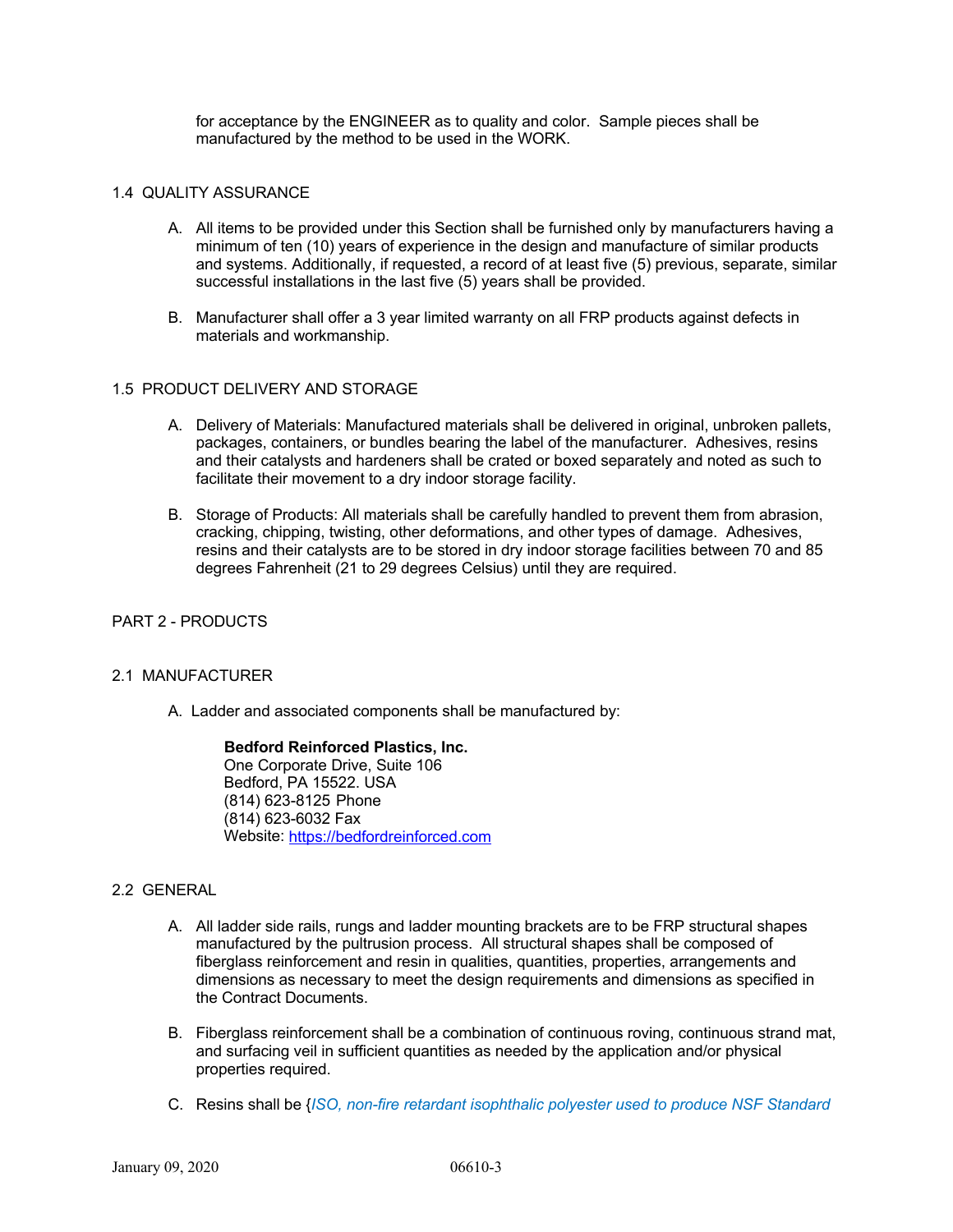for acceptance by the ENGINEER as to quality and color. Sample pieces shall be manufactured by the method to be used in the WORK.

## 1.4 QUALITY ASSURANCE

A. All items to be provided under this Section shall be furnished only by manufacturers having a minimum of ten (10) years of experience in the design and manufacture of similar products and systems. Additionally, if requested, a record of at least five (5) previous, separate, similar successful installations in the last five (5) years shall be provided.

B. Manufacturer shall offer a 3 year limited warranty on all FRP products against defects in materials and workmanship.

## 1.5 PRODUCT DELIVERY AND STORAGE

A. Delivery of Materials: Manufactured materials shall be delivered in original, unbroken pallets, packages, containers, or bundles bearing the label of the manufacturer. Adhesives, resins and their catalysts and hardeners shall be crated or boxed separately and noted as such to facilitate their movement to a dry indoor storage facility.

B. Storage of Products: All materials shall be carefully handled to prevent them from abrasion, cracking, chipping, twisting, other deformations, and other types of damage. Adhesives, resins and their catalysts are to be stored in dry indoor storage facilities between 70 and 85 degrees Fahrenheit (21 to 29 degrees Celsius) until they are required.

# PART 2 - PRODUCTS

## 2.1 MANUFACTURER

A. Ladder and associated components shall be manufactured by:

> **Bedford Reinforced Plastics, Inc.**
> One Corporate Drive, Suite 106
> Bedford, PA 15522. USA
> (814) 623-8125 Phone
> (814) 623-6032 Fax
> Website: [https://bedfordreinforced.com](https://bedfordreinforced.com)

## 2.2 GENERAL

A. All ladder side rails, rungs and ladder mounting brackets are to be FRP structural shapes manufactured by the pultrusion process. All structural shapes shall be composed of fiberglass reinforcement and resin in qualities, quantities, properties, arrangements and dimensions as necessary to meet the design requirements and dimensions as specified in the Contract Documents.

B. Fiberglass reinforcement shall be a combination of continuous roving, continuous strand mat, and surfacing veil in sufficient quantities as needed by the application and/or physical properties required.

C. Resins shall be {*ISO, non-fire retardant isophthalic polyester used to produce NSF Standard*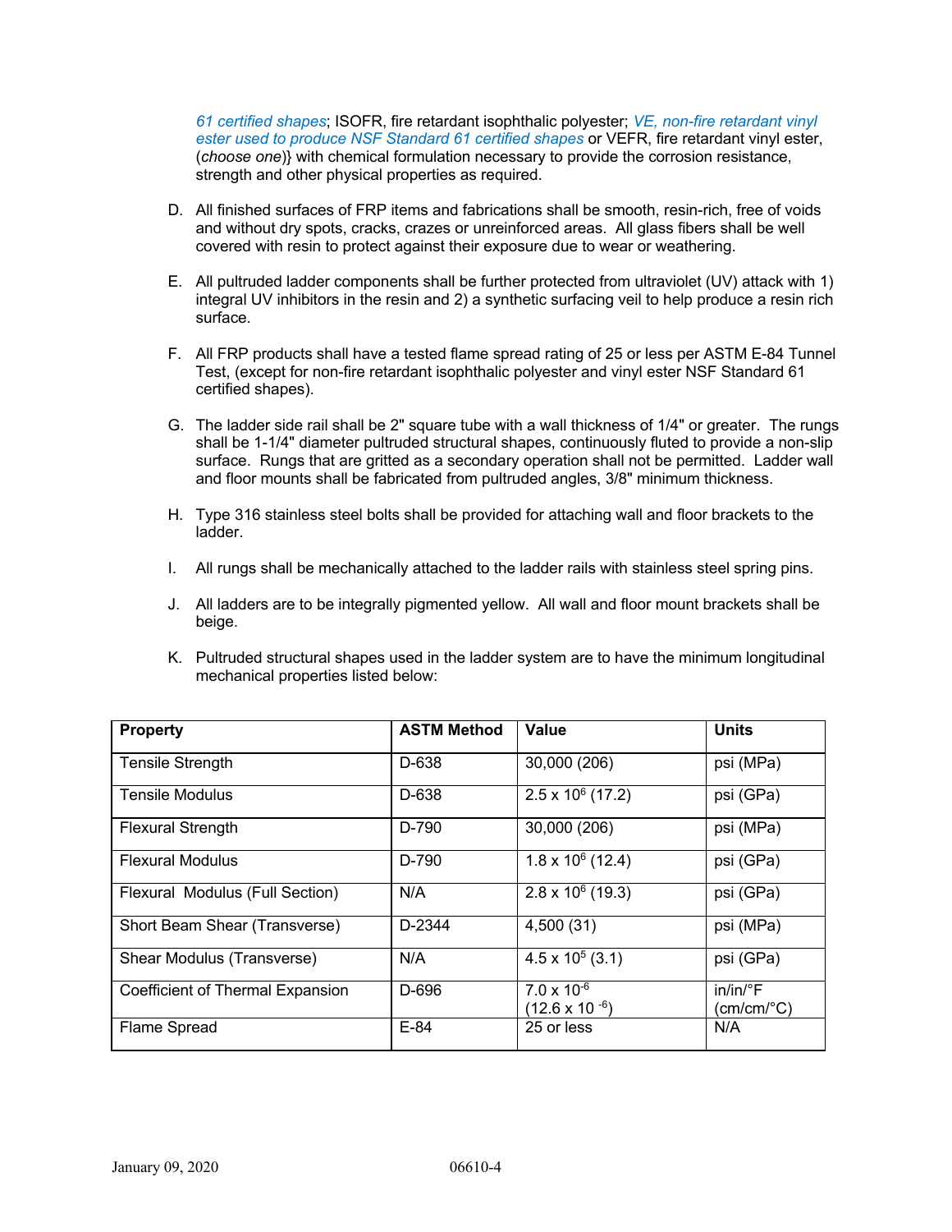*61 certified shapes*; ISOFR, fire retardant isophthalic polyester; *VE, non-fire retardant vinyl ester used to produce NSF Standard 61 certified shapes* or VEFR, fire retardant vinyl ester, (*choose one*)} with chemical formulation necessary to provide the corrosion resistance, strength and other physical properties as required.

D. All finished surfaces of FRP items and fabrications shall be smooth, resin-rich, free of voids and without dry spots, cracks, crazes or unreinforced areas. All glass fibers shall be well covered with resin to protect against their exposure due to wear or weathering.

E. All pultruded ladder components shall be further protected from ultraviolet (UV) attack with 1) integral UV inhibitors in the resin and 2) a synthetic surfacing veil to help produce a resin rich surface.

F. All FRP products shall have a tested flame spread rating of 25 or less per ASTM E-84 Tunnel Test, (except for non-fire retardant isophthalic polyester and vinyl ester NSF Standard 61 certified shapes).

G. The ladder side rail shall be 2" square tube with a wall thickness of 1/4" or greater. The rungs shall be 1-1/4" diameter pultruded structural shapes, continuously fluted to provide a non-slip surface. Rungs that are gritted as a secondary operation shall not be permitted. Ladder wall and floor mounts shall be fabricated from pultruded angles, 3/8" minimum thickness.

H. Type 316 stainless steel bolts shall be provided for attaching wall and floor brackets to the ladder.

I. All rungs shall be mechanically attached to the ladder rails with stainless steel spring pins.

J. All ladders are to be integrally pigmented yellow. All wall and floor mount brackets shall be beige.

K. Pultruded structural shapes used in the ladder system are to have the minimum longitudinal mechanical properties listed below:

| Property | ASTM Method | Value | Units |
|---|---|---|---|
| Tensile Strength | D-638 | 30,000 (206) | psi (MPa) |
| Tensile Modulus | D-638 | $2.5 \times 10^6$ (17.2) | psi (GPa) |
| Flexural Strength | D-790 | 30,000 (206) | psi (MPa) |
| Flexural Modulus | D-790 | $1.8 \times 10^6$ (12.4) | psi (GPa) |
| Flexural Modulus (Full Section) | N/A | $2.8 \times 10^6$ (19.3) | psi (GPa) |
| Short Beam Shear (Transverse) | D-2344 | 4,500 (31) | psi (MPa) |
| Shear Modulus (Transverse) | N/A | $4.5 \times 10^5$ (3.1) | psi (GPa) |
| Coefficient of Thermal Expansion | D-696 | $7.0 \times 10^{-6}$ ($12.6 \times 10^{-6}$) | in/in/°F (cm/cm/°C) |
| Flame Spread | E-84 | 25 or less | N/A |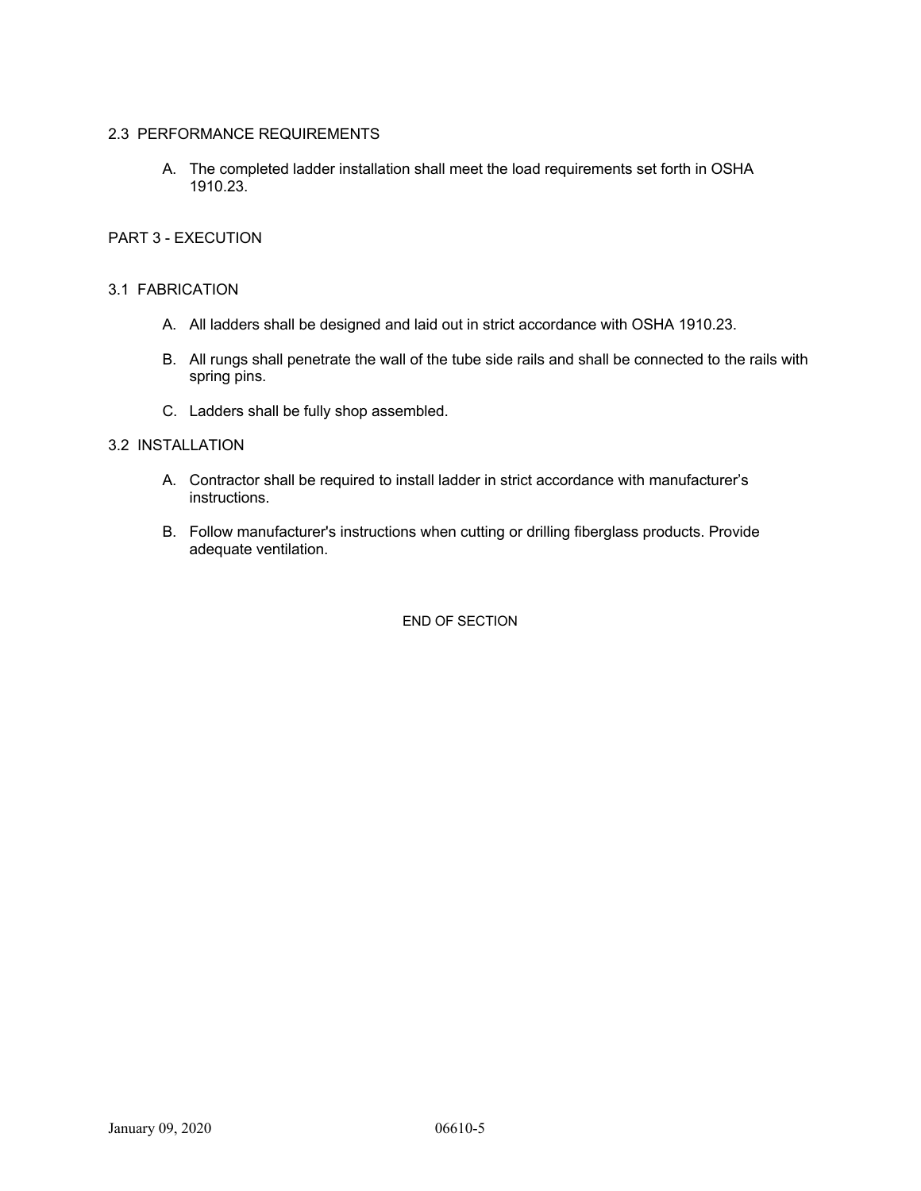## 2.3 PERFORMANCE REQUIREMENTS

A. The completed ladder installation shall meet the load requirements set forth in OSHA 1910.23.

# PART 3 - EXECUTION

## 3.1 FABRICATION

A. All ladders shall be designed and laid out in strict accordance with OSHA 1910.23.

B. All rungs shall penetrate the wall of the tube side rails and shall be connected to the rails with spring pins.

C. Ladders shall be fully shop assembled.

## 3.2 INSTALLATION

A. Contractor shall be required to install ladder in strict accordance with manufacturer's instructions.

B. Follow manufacturer's instructions when cutting or drilling fiberglass products. Provide adequate ventilation.

END OF SECTION